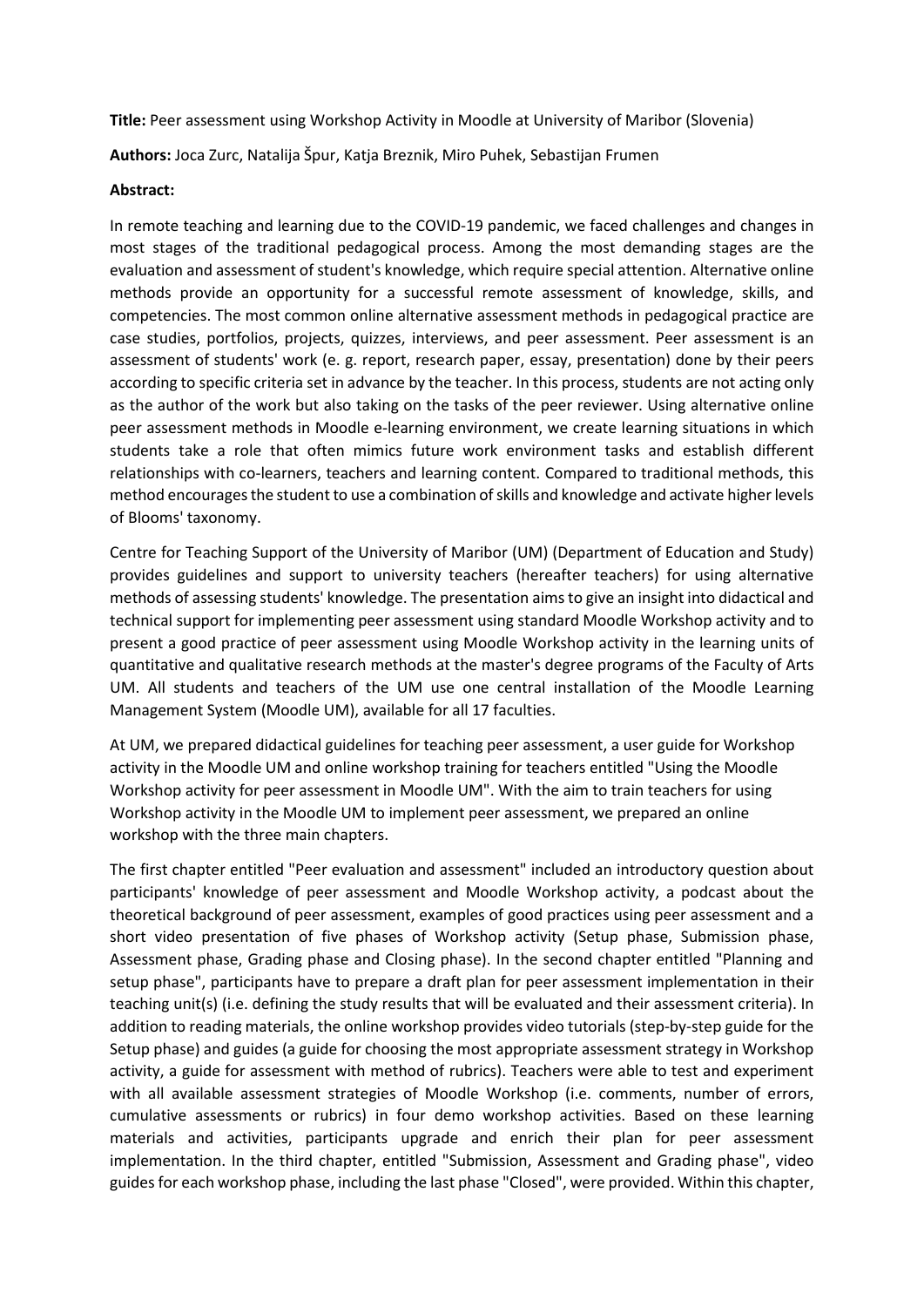**Title:** Peer assessment using Workshop Activity in Moodle at University of Maribor (Slovenia)

**Authors:** Joca Zurc, Natalija Špur, Katja Breznik, Miro Puhek, Sebastijan Frumen

**Abstract:**

In remote teaching and learning due to the COVID-19 pandemic, we faced challenges and changes in most stages of the traditional pedagogical process. Among the most demanding stages are the evaluation and assessment of student's knowledge, which require special attention. Alternative online methods provide an opportunity for a successful remote assessment of knowledge, skills, and competencies. The most common online alternative assessment methods in pedagogical practice are case studies, portfolios, projects, quizzes, interviews, and peer assessment. Peer assessment is an assessment of students' work (e. g. report, research paper, essay, presentation) done by their peers according to specific criteria set in advance by the teacher. In this process, students are not acting only as the author of the work but also taking on the tasks of the peer reviewer. Using alternative online peer assessment methods in Moodle e-learning environment, we create learning situations in which students take a role that often mimics future work environment tasks and establish different relationships with co-learners, teachers and learning content. Compared to traditional methods, this method encourages the student to use a combination of skills and knowledge and activate higher levels of Blooms' taxonomy.

Centre for Teaching Support of the University of Maribor (UM) (Department of Education and Study) provides guidelines and support to university teachers (hereafter teachers) for using alternative methods of assessing students' knowledge. The presentation aims to give an insight into didactical and technical support for implementing peer assessment using standard Moodle Workshop activity and to present a good practice of peer assessment using Moodle Workshop activity in the learning units of quantitative and qualitative research methods at the master's degree programs of the Faculty of Arts UM. All students and teachers of the UM use one central installation of the Moodle Learning Management System (Moodle UM), available for all 17 faculties.

At UM, we prepared didactical guidelines for teaching peer assessment, a user guide for Workshop activity in the Moodle UM and online workshop training for teachers entitled "Using the Moodle Workshop activity for peer assessment in Moodle UM". With the aim to train teachers for using Workshop activity in the Moodle UM to implement peer assessment, we prepared an online workshop with the three main chapters.

The first chapter entitled "Peer evaluation and assessment" included an introductory question about participants' knowledge of peer assessment and Moodle Workshop activity, a podcast about the theoretical background of peer assessment, examples of good practices using peer assessment and a short video presentation of five phases of Workshop activity (Setup phase, Submission phase, Assessment phase, Grading phase and Closing phase). In the second chapter entitled "Planning and setup phase", participants have to prepare a draft plan for peer assessment implementation in their teaching unit(s) (i.e. defining the study results that will be evaluated and their assessment criteria). In addition to reading materials, the online workshop provides video tutorials (step-by-step guide for the Setup phase) and guides (a guide for choosing the most appropriate assessment strategy in Workshop activity, a guide for assessment with method of rubrics). Teachers were able to test and experiment with all available assessment strategies of Moodle Workshop (i.e. comments, number of errors, cumulative assessments or rubrics) in four demo workshop activities. Based on these learning materials and activities, participants upgrade and enrich their plan for peer assessment implementation. In the third chapter, entitled "Submission, Assessment and Grading phase", video guides for each workshop phase, including the last phase "Closed", were provided. Within this chapter,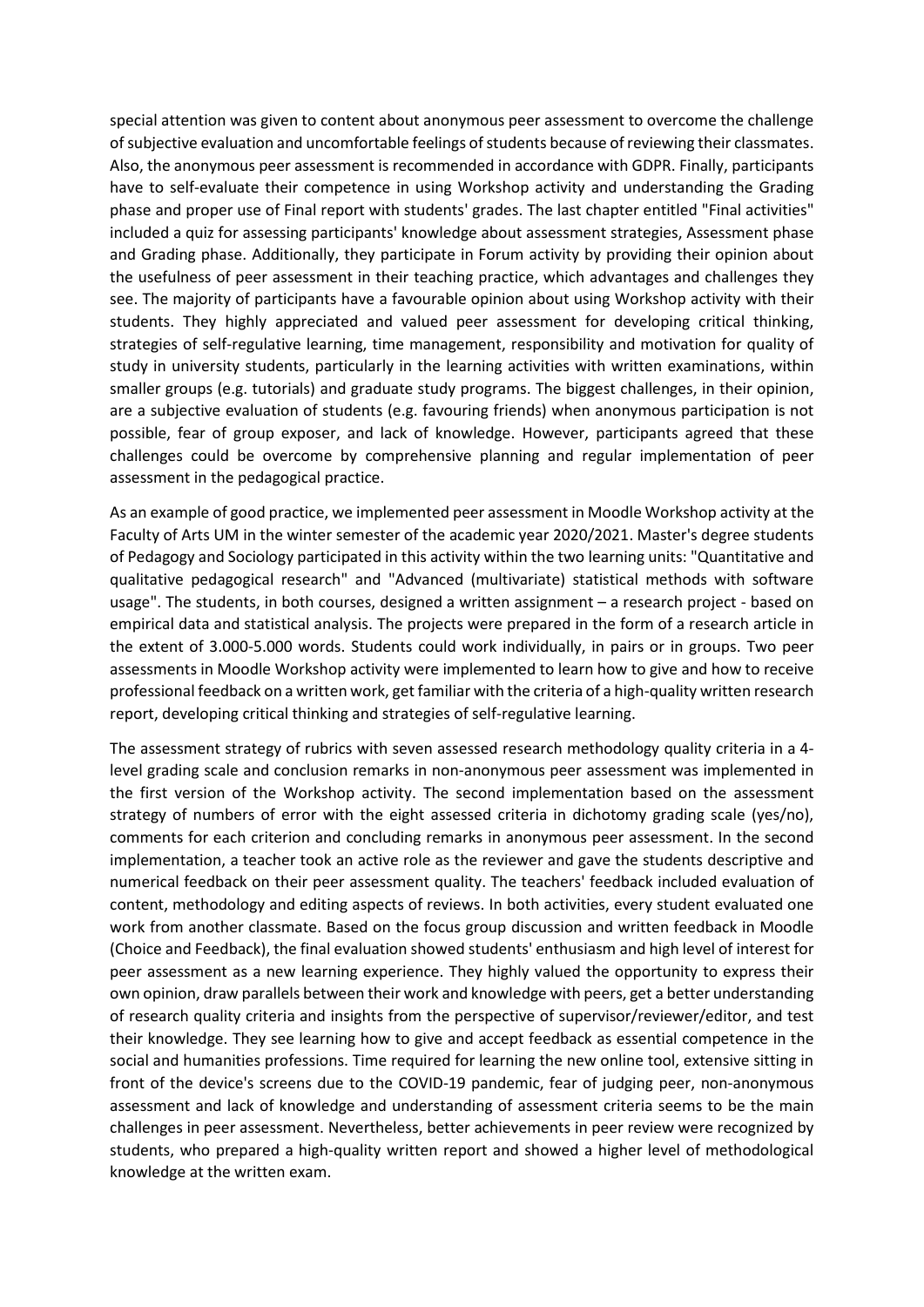special attention was given to content about anonymous peer assessment to overcome the challenge of subjective evaluation and uncomfortable feelings of students because of reviewing their classmates. Also, the anonymous peer assessment is recommended in accordance with GDPR. Finally, participants have to self-evaluate their competence in using Workshop activity and understanding the Grading phase and proper use of Final report with students' grades. The last chapter entitled "Final activities" included a quiz for assessing participants' knowledge about assessment strategies, Assessment phase and Grading phase. Additionally, they participate in Forum activity by providing their opinion about the usefulness of peer assessment in their teaching practice, which advantages and challenges they see. The majority of participants have a favourable opinion about using Workshop activity with their students. They highly appreciated and valued peer assessment for developing critical thinking, strategies of self-regulative learning, time management, responsibility and motivation for quality of study in university students, particularly in the learning activities with written examinations, within smaller groups (e.g. tutorials) and graduate study programs. The biggest challenges, in their opinion, are a subjective evaluation of students (e.g. favouring friends) when anonymous participation is not possible, fear of group exposer, and lack of knowledge. However, participants agreed that these challenges could be overcome by comprehensive planning and regular implementation of peer assessment in the pedagogical practice.

As an example of good practice, we implemented peer assessment in Moodle Workshop activity at the Faculty of Arts UM in the winter semester of the academic year 2020/2021. Master's degree students of Pedagogy and Sociology participated in this activity within the two learning units: "Quantitative and qualitative pedagogical research" and "Advanced (multivariate) statistical methods with software usage". The students, in both courses, designed a written assignment – a research project - based on empirical data and statistical analysis. The projects were prepared in the form of a research article in the extent of 3.000-5.000 words. Students could work individually, in pairs or in groups. Two peer assessments in Moodle Workshop activity were implemented to learn how to give and how to receive professional feedback on a written work, get familiar with the criteria of a high-quality written research report, developing critical thinking and strategies of self-regulative learning.

The assessment strategy of rubrics with seven assessed research methodology quality criteria in a 4-level grading scale and conclusion remarks in non-anonymous peer assessment was implemented in the first version of the Workshop activity. The second implementation based on the assessment strategy of numbers of error with the eight assessed criteria in dichotomy grading scale (yes/no), comments for each criterion and concluding remarks in anonymous peer assessment. In the second implementation, a teacher took an active role as the reviewer and gave the students descriptive and numerical feedback on their peer assessment quality. The teachers' feedback included evaluation of content, methodology and editing aspects of reviews. In both activities, every student evaluated one work from another classmate. Based on the focus group discussion and written feedback in Moodle (Choice and Feedback), the final evaluation showed students' enthusiasm and high level of interest for peer assessment as a new learning experience. They highly valued the opportunity to express their own opinion, draw parallels between their work and knowledge with peers, get a better understanding of research quality criteria and insights from the perspective of supervisor/reviewer/editor, and test their knowledge. They see learning how to give and accept feedback as essential competence in the social and humanities professions. Time required for learning the new online tool, extensive sitting in front of the device's screens due to the COVID-19 pandemic, fear of judging peer, non-anonymous assessment and lack of knowledge and understanding of assessment criteria seems to be the main challenges in peer assessment. Nevertheless, better achievements in peer review were recognized by students, who prepared a high-quality written report and showed a higher level of methodological knowledge at the written exam.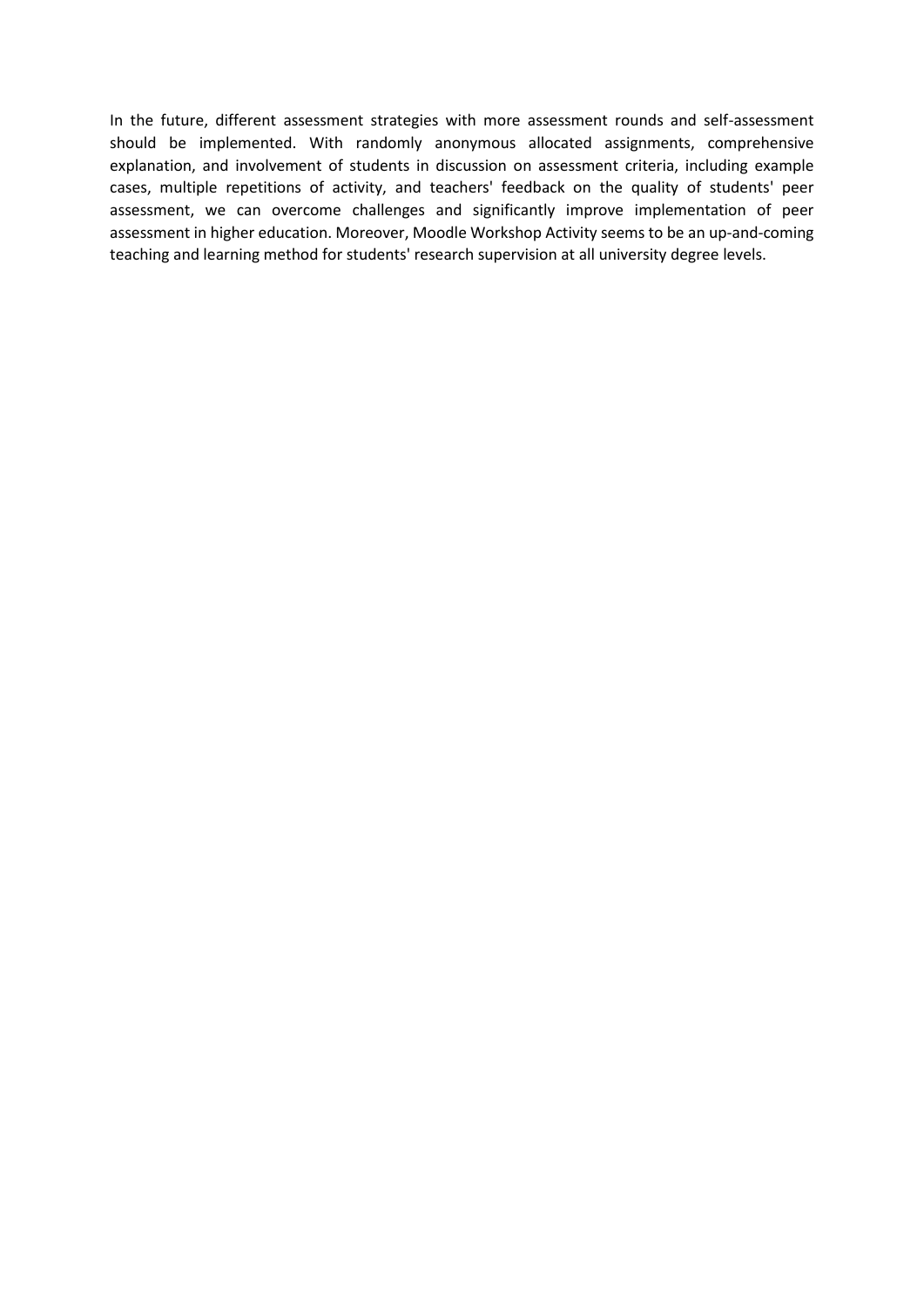In the future, different assessment strategies with more assessment rounds and self-assessment should be implemented. With randomly anonymous allocated assignments, comprehensive explanation, and involvement of students in discussion on assessment criteria, including example cases, multiple repetitions of activity, and teachers' feedback on the quality of students' peer assessment, we can overcome challenges and significantly improve implementation of peer assessment in higher education. Moreover, Moodle Workshop Activity seems to be an up-and-coming teaching and learning method for students' research supervision at all university degree levels.